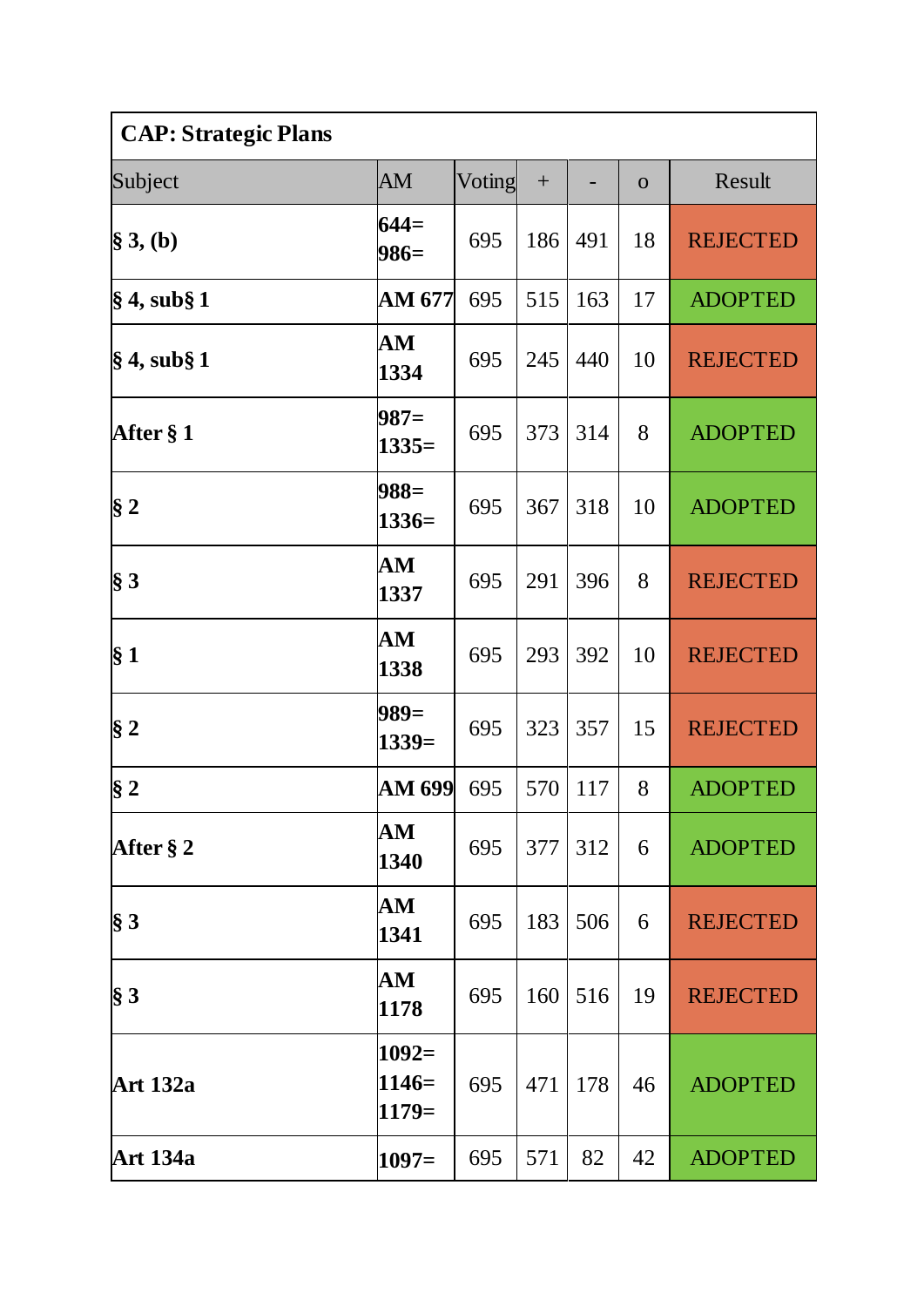| **CAP: Strategic Plans** | | | | | | |
|---|---|---|---|---|---|---|
| Subject | AM | Voting | + | - | o | Result |
| **§ 3, (b)** | **644= 986=** | 695 | 186 | 491 | 18 | REJECTED |
| **§ 4, sub§ 1** | **AM 677** | 695 | 515 | 163 | 17 | ADOPTED |
| **§ 4, sub§ 1** | **AM 1334** | 695 | 245 | 440 | 10 | REJECTED |
| **After § 1** | **987= 1335=** | 695 | 373 | 314 | 8 | ADOPTED |
| **§ 2** | **988= 1336=** | 695 | 367 | 318 | 10 | ADOPTED |
| **§ 3** | **AM 1337** | 695 | 291 | 396 | 8 | REJECTED |
| **§ 1** | **AM 1338** | 695 | 293 | 392 | 10 | REJECTED |
| **§ 2** | **989= 1339=** | 695 | 323 | 357 | 15 | REJECTED |
| **§ 2** | **AM 699** | 695 | 570 | 117 | 8 | ADOPTED |
| **After § 2** | **AM 1340** | 695 | 377 | 312 | 6 | ADOPTED |
| **§ 3** | **AM 1341** | 695 | 183 | 506 | 6 | REJECTED |
| **§ 3** | **AM 1178** | 695 | 160 | 516 | 19 | REJECTED |
| **Art 132a** | **1092= 1146= 1179=** | 695 | 471 | 178 | 46 | ADOPTED |
| **Art 134a** | **1097=** | 695 | 571 | 82 | 42 | ADOPTED |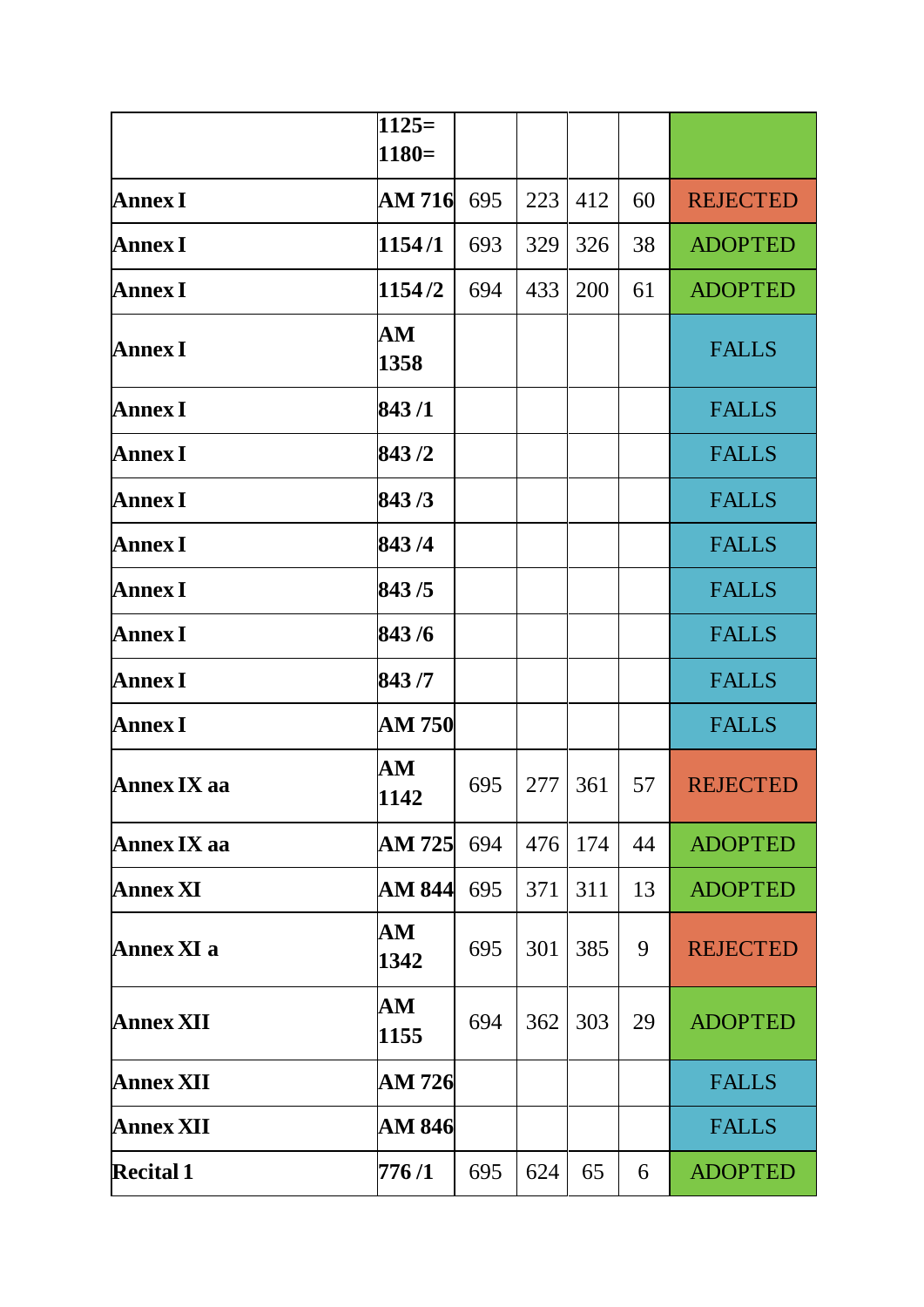| | 1125=<br>1180= | | | | | |
|---|---|---|---|---|---|---|
| **Annex I** | **AM 716** | 695 | 223 | 412 | 60 | REJECTED |
| **Annex I** | **1154 /1** | 693 | 329 | 326 | 38 | ADOPTED |
| **Annex I** | **1154 /2** | 694 | 433 | 200 | 61 | ADOPTED |
| **Annex I** | **AM 1358** | | | | | FALLS |
| **Annex I** | **843 /1** | | | | | FALLS |
| **Annex I** | **843 /2** | | | | | FALLS |
| **Annex I** | **843 /3** | | | | | FALLS |
| **Annex I** | **843 /4** | | | | | FALLS |
| **Annex I** | **843 /5** | | | | | FALLS |
| **Annex I** | **843 /6** | | | | | FALLS |
| **Annex I** | **843 /7** | | | | | FALLS |
| **Annex I** | **AM 750** | | | | | FALLS |
| **Annex IX aa** | **AM 1142** | 695 | 277 | 361 | 57 | REJECTED |
| **Annex IX aa** | **AM 725** | 694 | 476 | 174 | 44 | ADOPTED |
| **Annex XI** | **AM 844** | 695 | 371 | 311 | 13 | ADOPTED |
| **Annex XI a** | **AM 1342** | 695 | 301 | 385 | 9 | REJECTED |
| **Annex XII** | **AM 1155** | 694 | 362 | 303 | 29 | ADOPTED |
| **Annex XII** | **AM 726** | | | | | FALLS |
| **Annex XII** | **AM 846** | | | | | FALLS |
| **Recital 1** | **776 /1** | 695 | 624 | 65 | 6 | ADOPTED |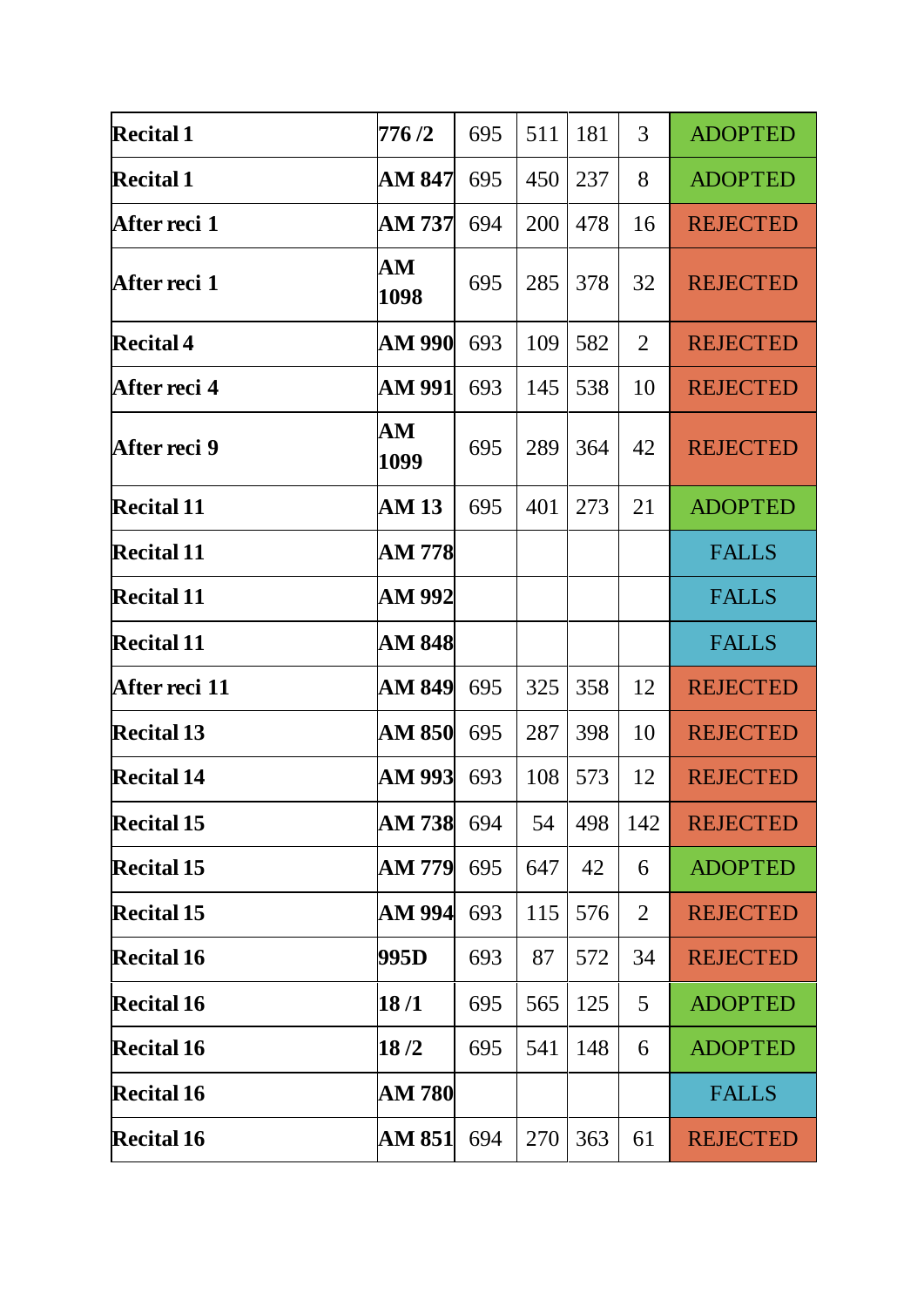| | | | | | | |
|---|---|---|---|---|---|---|
| **Recital 1** | **776 /2** | 695 | 511 | 181 | 3 | ADOPTED |
| **Recital 1** | **AM 847** | 695 | 450 | 237 | 8 | ADOPTED |
| **After reci 1** | **AM 737** | 694 | 200 | 478 | 16 | REJECTED |
| **After reci 1** | **AM 1098** | 695 | 285 | 378 | 32 | REJECTED |
| **Recital 4** | **AM 990** | 693 | 109 | 582 | 2 | REJECTED |
| **After reci 4** | **AM 991** | 693 | 145 | 538 | 10 | REJECTED |
| **After reci 9** | **AM 1099** | 695 | 289 | 364 | 42 | REJECTED |
| **Recital 11** | **AM 13** | 695 | 401 | 273 | 21 | ADOPTED |
| **Recital 11** | **AM 778** | | | | | FALLS |
| **Recital 11** | **AM 992** | | | | | FALLS |
| **Recital 11** | **AM 848** | | | | | FALLS |
| **After reci 11** | **AM 849** | 695 | 325 | 358 | 12 | REJECTED |
| **Recital 13** | **AM 850** | 695 | 287 | 398 | 10 | REJECTED |
| **Recital 14** | **AM 993** | 693 | 108 | 573 | 12 | REJECTED |
| **Recital 15** | **AM 738** | 694 | 54 | 498 | 142 | REJECTED |
| **Recital 15** | **AM 779** | 695 | 647 | 42 | 6 | ADOPTED |
| **Recital 15** | **AM 994** | 693 | 115 | 576 | 2 | REJECTED |
| **Recital 16** | **995D** | 693 | 87 | 572 | 34 | REJECTED |
| **Recital 16** | **18 /1** | 695 | 565 | 125 | 5 | ADOPTED |
| **Recital 16** | **18 /2** | 695 | 541 | 148 | 6 | ADOPTED |
| **Recital 16** | **AM 780** | | | | | FALLS |
| **Recital 16** | **AM 851** | 694 | 270 | 363 | 61 | REJECTED |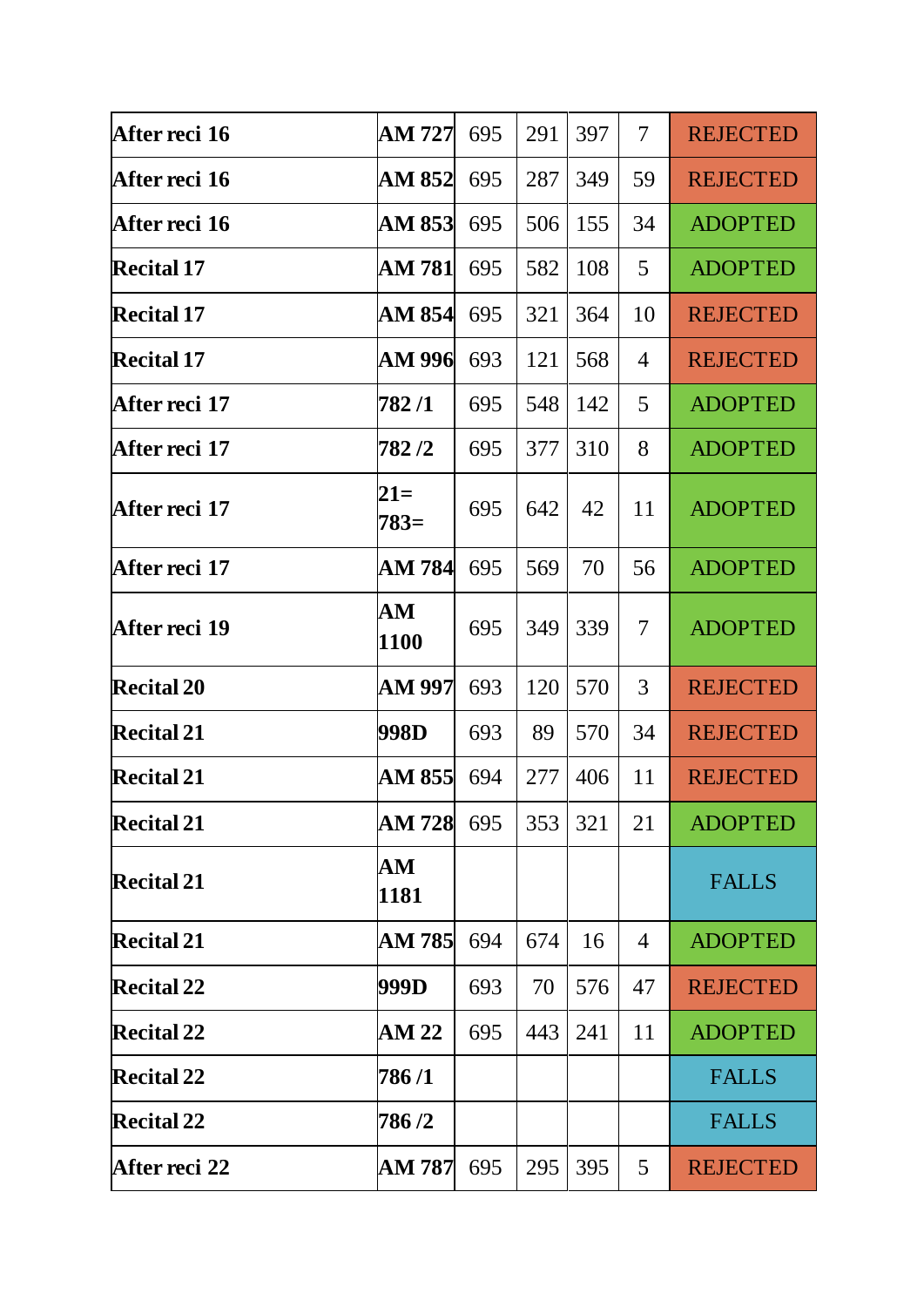| | | | | | | |
|---|---|---|---|---|---|---|
| **After reci 16** | **AM 727** | 695 | 291 | 397 | 7 | REJECTED |
| **After reci 16** | **AM 852** | 695 | 287 | 349 | 59 | REJECTED |
| **After reci 16** | **AM 853** | 695 | 506 | 155 | 34 | ADOPTED |
| **Recital 17** | **AM 781** | 695 | 582 | 108 | 5 | ADOPTED |
| **Recital 17** | **AM 854** | 695 | 321 | 364 | 10 | REJECTED |
| **Recital 17** | **AM 996** | 693 | 121 | 568 | 4 | REJECTED |
| **After reci 17** | **782 /1** | 695 | 548 | 142 | 5 | ADOPTED |
| **After reci 17** | **782 /2** | 695 | 377 | 310 | 8 | ADOPTED |
| **After reci 17** | **21= 783=** | 695 | 642 | 42 | 11 | ADOPTED |
| **After reci 17** | **AM 784** | 695 | 569 | 70 | 56 | ADOPTED |
| **After reci 19** | **AM 1100** | 695 | 349 | 339 | 7 | ADOPTED |
| **Recital 20** | **AM 997** | 693 | 120 | 570 | 3 | REJECTED |
| **Recital 21** | **998D** | 693 | 89 | 570 | 34 | REJECTED |
| **Recital 21** | **AM 855** | 694 | 277 | 406 | 11 | REJECTED |
| **Recital 21** | **AM 728** | 695 | 353 | 321 | 21 | ADOPTED |
| **Recital 21** | **AM 1181** | | | | | FALLS |
| **Recital 21** | **AM 785** | 694 | 674 | 16 | 4 | ADOPTED |
| **Recital 22** | **999D** | 693 | 70 | 576 | 47 | REJECTED |
| **Recital 22** | **AM 22** | 695 | 443 | 241 | 11 | ADOPTED |
| **Recital 22** | **786 /1** | | | | | FALLS |
| **Recital 22** | **786 /2** | | | | | FALLS |
| **After reci 22** | **AM 787** | 695 | 295 | 395 | 5 | REJECTED |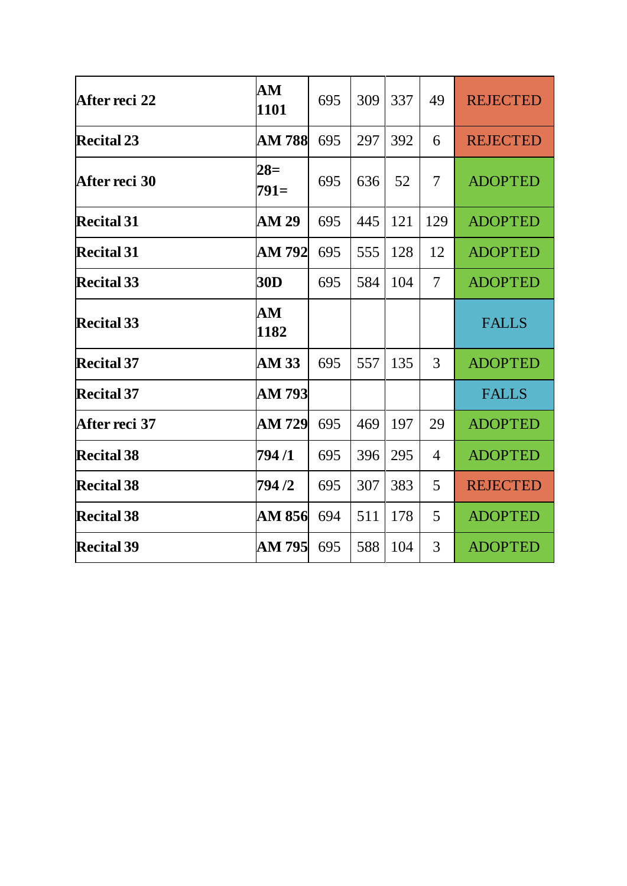| | | | | | | |
|---|---|---|---|---|---|---|
| **After reci 22** | **AM 1101** | 695 | 309 | 337 | 49 | REJECTED |
| **Recital 23** | **AM 788** | 695 | 297 | 392 | 6 | REJECTED |
| **After reci 30** | **28= 791=** | 695 | 636 | 52 | 7 | ADOPTED |
| **Recital 31** | **AM 29** | 695 | 445 | 121 | 129 | ADOPTED |
| **Recital 31** | **AM 792** | 695 | 555 | 128 | 12 | ADOPTED |
| **Recital 33** | **30D** | 695 | 584 | 104 | 7 | ADOPTED |
| **Recital 33** | **AM 1182** | | | | | FALLS |
| **Recital 37** | **AM 33** | 695 | 557 | 135 | 3 | ADOPTED |
| **Recital 37** | **AM 793** | | | | | FALLS |
| **After reci 37** | **AM 729** | 695 | 469 | 197 | 29 | ADOPTED |
| **Recital 38** | **794 /1** | 695 | 396 | 295 | 4 | ADOPTED |
| **Recital 38** | **794 /2** | 695 | 307 | 383 | 5 | REJECTED |
| **Recital 38** | **AM 856** | 694 | 511 | 178 | 5 | ADOPTED |
| **Recital 39** | **AM 795** | 695 | 588 | 104 | 3 | ADOPTED |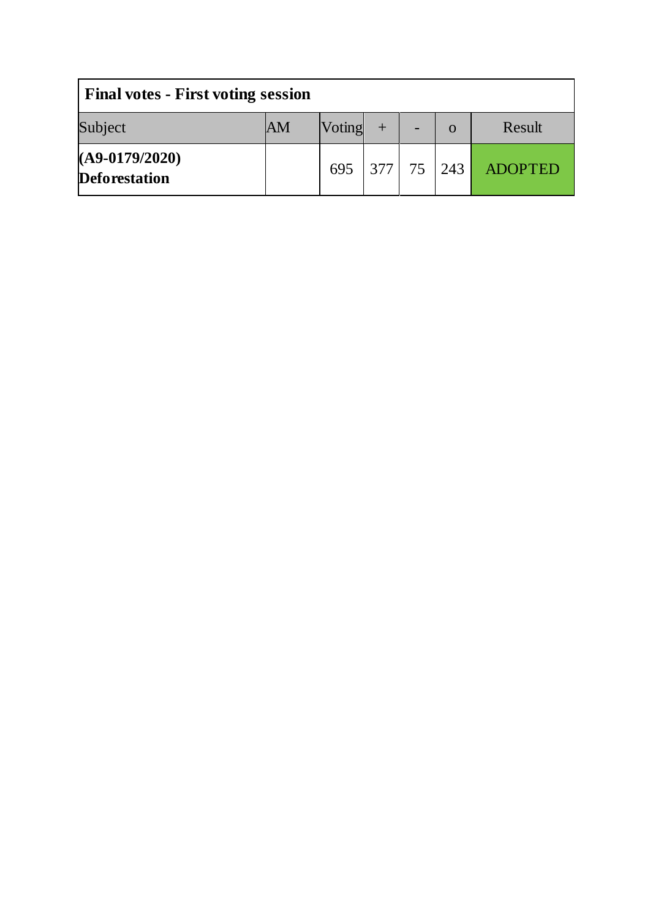| **Final votes - First voting session** | | | | | | |
|---|---|---|---|---|---|---|
| Subject | AM | Voting | + | - | o | Result |
| **(A9-0179/2020) Deforestation** | | 695 | 377 | 75 | 243 | ADOPTED |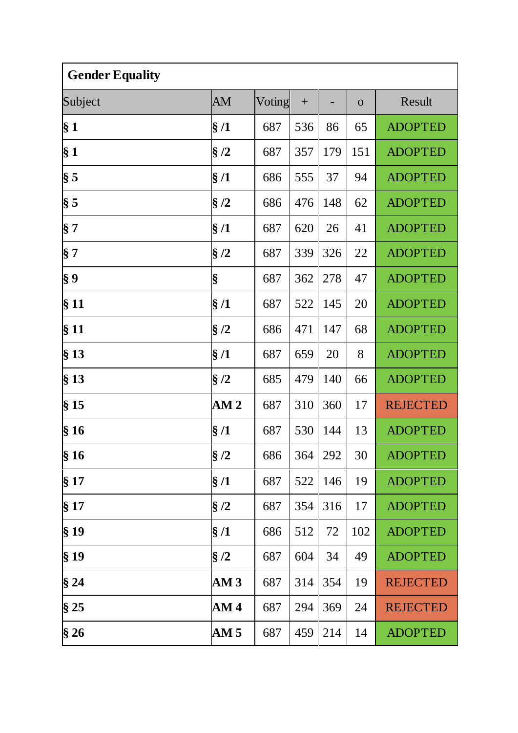| **Gender Equality** | | | | | | |
|---|---|---|---|---|---|---|
| Subject | AM | Voting | + | - | o | Result |
| **§ 1** | **§ /1** | 687 | 536 | 86 | 65 | ADOPTED |
| **§ 1** | **§ /2** | 687 | 357 | 179 | 151 | ADOPTED |
| **§ 5** | **§ /1** | 686 | 555 | 37 | 94 | ADOPTED |
| **§ 5** | **§ /2** | 686 | 476 | 148 | 62 | ADOPTED |
| **§ 7** | **§ /1** | 687 | 620 | 26 | 41 | ADOPTED |
| **§ 7** | **§ /2** | 687 | 339 | 326 | 22 | ADOPTED |
| **§ 9** | **§** | 687 | 362 | 278 | 47 | ADOPTED |
| **§ 11** | **§ /1** | 687 | 522 | 145 | 20 | ADOPTED |
| **§ 11** | **§ /2** | 686 | 471 | 147 | 68 | ADOPTED |
| **§ 13** | **§ /1** | 687 | 659 | 20 | 8 | ADOPTED |
| **§ 13** | **§ /2** | 685 | 479 | 140 | 66 | ADOPTED |
| **§ 15** | **AM 2** | 687 | 310 | 360 | 17 | REJECTED |
| **§ 16** | **§ /1** | 687 | 530 | 144 | 13 | ADOPTED |
| **§ 16** | **§ /2** | 686 | 364 | 292 | 30 | ADOPTED |
| **§ 17** | **§ /1** | 687 | 522 | 146 | 19 | ADOPTED |
| **§ 17** | **§ /2** | 687 | 354 | 316 | 17 | ADOPTED |
| **§ 19** | **§ /1** | 686 | 512 | 72 | 102 | ADOPTED |
| **§ 19** | **§ /2** | 687 | 604 | 34 | 49 | ADOPTED |
| **§ 24** | **AM 3** | 687 | 314 | 354 | 19 | REJECTED |
| **§ 25** | **AM 4** | 687 | 294 | 369 | 24 | REJECTED |
| **§ 26** | **AM 5** | 687 | 459 | 214 | 14 | ADOPTED |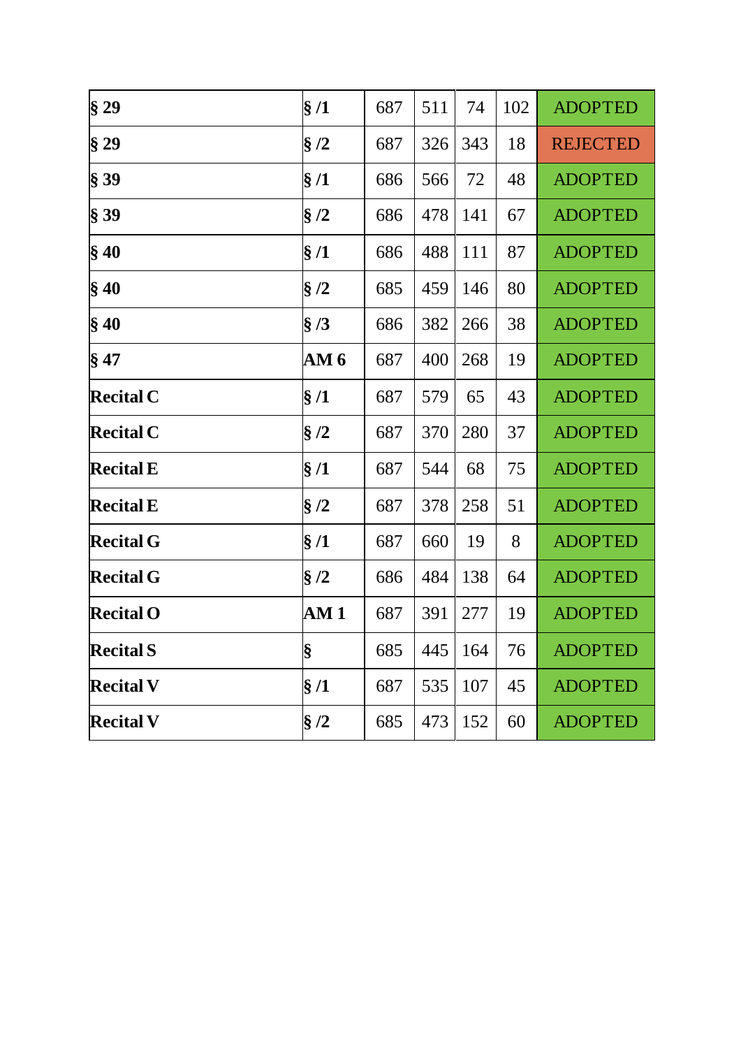| | | | | | | |
|---|---|---|---|---|---|---|
| **§ 29** | **§ /1** | 687 | 511 | 74 | 102 | ADOPTED |
| **§ 29** | **§ /2** | 687 | 326 | 343 | 18 | REJECTED |
| **§ 39** | **§ /1** | 686 | 566 | 72 | 48 | ADOPTED |
| **§ 39** | **§ /2** | 686 | 478 | 141 | 67 | ADOPTED |
| **§ 40** | **§ /1** | 686 | 488 | 111 | 87 | ADOPTED |
| **§ 40** | **§ /2** | 685 | 459 | 146 | 80 | ADOPTED |
| **§ 40** | **§ /3** | 686 | 382 | 266 | 38 | ADOPTED |
| **§ 47** | **AM 6** | 687 | 400 | 268 | 19 | ADOPTED |
| **Recital C** | **§ /1** | 687 | 579 | 65 | 43 | ADOPTED |
| **Recital C** | **§ /2** | 687 | 370 | 280 | 37 | ADOPTED |
| **Recital E** | **§ /1** | 687 | 544 | 68 | 75 | ADOPTED |
| **Recital E** | **§ /2** | 687 | 378 | 258 | 51 | ADOPTED |
| **Recital G** | **§ /1** | 687 | 660 | 19 | 8 | ADOPTED |
| **Recital G** | **§ /2** | 686 | 484 | 138 | 64 | ADOPTED |
| **Recital O** | **AM 1** | 687 | 391 | 277 | 19 | ADOPTED |
| **Recital S** | **§** | 685 | 445 | 164 | 76 | ADOPTED |
| **Recital V** | **§ /1** | 687 | 535 | 107 | 45 | ADOPTED |
| **Recital V** | **§ /2** | 685 | 473 | 152 | 60 | ADOPTED |